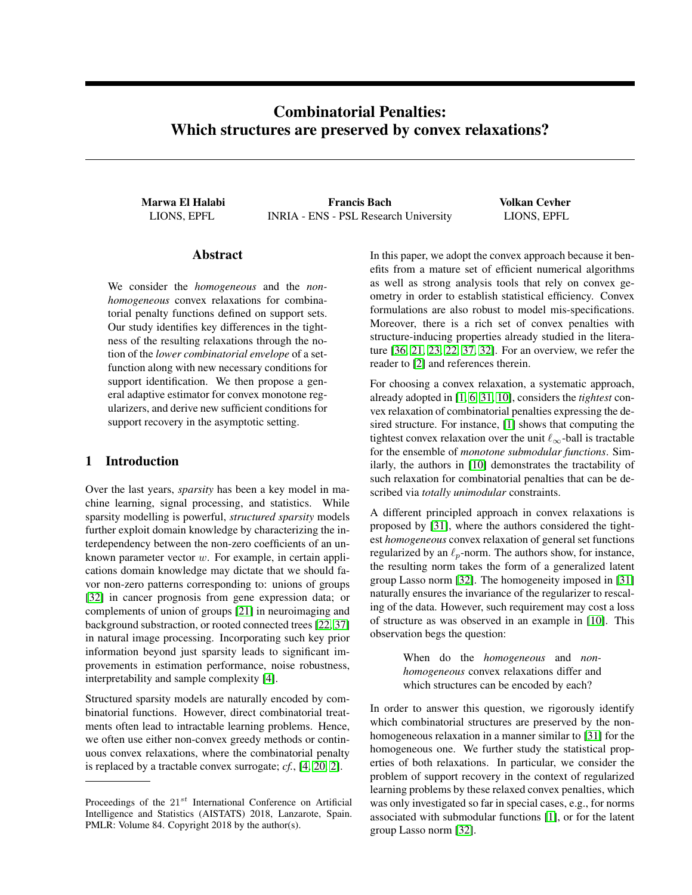# Combinatorial Penalties: Which structures are preserved by convex relaxations?

**Marwa El Halabi**
LIONS, EPFL

**Francis Bach**
INRIA - ENS - PSL Research University

**Volkan Cevher**
LIONS, EPFL

## Abstract

We consider the *homogeneous* and the *non-homogeneous* convex relaxations for combinatorial penalty functions defined on support sets. Our study identifies key differences in the tightness of the resulting relaxations through the notion of the *lower combinatorial envelope* of a set-function along with new necessary conditions for support identification. We then propose a general adaptive estimator for convex monotone regularizers, and derive new sufficient conditions for support recovery in the asymptotic setting.

## 1 Introduction

Over the last years, *sparsity* has been a key model in machine learning, signal processing, and statistics. While sparsity modelling is powerful, *structured sparsity* models further exploit domain knowledge by characterizing the interdependency between the non-zero coefficients of an unknown parameter vector $w$. For example, in certain applications domain knowledge may dictate that we should favor non-zero patterns corresponding to: unions of groups [32] in cancer prognosis from gene expression data; or complements of union of groups [21] in neuroimaging and background substraction, or rooted connected trees [22, 37] in natural image processing. Incorporating such key prior information beyond just sparsity leads to significant improvements in estimation performance, noise robustness, interpretability and sample complexity [4].

Structured sparsity models are naturally encoded by combinatorial functions. However, direct combinatorial treatments often lead to intractable learning problems. Hence, we often use either non-convex greedy methods or continuous convex relaxations, where the combinatorial penalty is replaced by a tractable convex surrogate; *cf.*, [4, 20, 2].

In this paper, we adopt the convex approach because it benefits from a mature set of efficient numerical algorithms as well as strong analysis tools that rely on convex geometry in order to establish statistical efficiency. Convex formulations are also robust to model mis-specifications. Moreover, there is a rich set of convex penalties with structure-inducing properties already studied in the literature [36, 21, 23, 22, 37, 32]. For an overview, we refer the reader to [2] and references therein.

For choosing a convex relaxation, a systematic approach, already adopted in [1, 6, 31, 10], considers the *tightest* convex relaxation of combinatorial penalties expressing the desired structure. For instance, [1] shows that computing the tightest convex relaxation over the unit $\ell_\infty$-ball is tractable for the ensemble of *monotone submodular functions*. Similarly, the authors in [10] demonstrates the tractability of such relaxation for combinatorial penalties that can be described via *totally unimodular* constraints.

A different principled approach in convex relaxations is proposed by [31], where the authors considered the tightest *homogeneous* convex relaxation of general set functions regularized by an $\ell_p$-norm. The authors show, for instance, the resulting norm takes the form of a generalized latent group Lasso norm [32]. The homogeneity imposed in [31] naturally ensures the invariance of the regularizer to rescaling of the data. However, such requirement may cost a loss of structure as was observed in an example in [10]. This observation begs the question:

> When do the *homogeneous* and *non-homogeneous* convex relaxations differ and which structures can be encoded by each?

In order to answer this question, we rigorously identify which combinatorial structures are preserved by the non-homogeneous relaxation in a manner similar to [31] for the homogeneous one. We further study the statistical properties of both relaxations. In particular, we consider the problem of support recovery in the context of regularized learning problems by these relaxed convex penalties, which was only investigated so far in special cases, e.g., for norms associated with submodular functions [1], or for the latent group Lasso norm [32].

Proceedings of the $21^{st}$ International Conference on Artificial Intelligence and Statistics (AISTATS) 2018, Lanzarote, Spain. PMLR: Volume 84. Copyright 2018 by the author(s).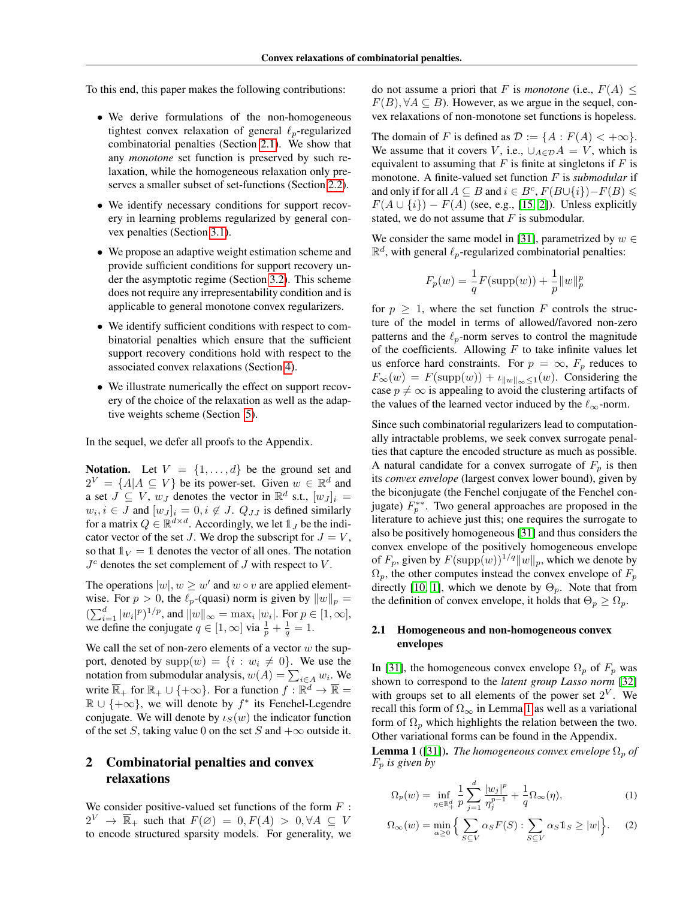To this end, this paper makes the following contributions:

- We derive formulations of the non-homogeneous tightest convex relaxation of general $\ell_p$-regularized combinatorial penalties (Section 2.1). We show that any *monotone* set function is preserved by such relaxation, while the homogeneous relaxation only preserves a smaller subset of set-functions (Section 2.2).
- We identify necessary conditions for support recovery in learning problems regularized by general convex penalties (Section 3.1).
- We propose an adaptive weight estimation scheme and provide sufficient conditions for support recovery under the asymptotic regime (Section 3.2). This scheme does not require any irrepresentability condition and is applicable to general monotone convex regularizers.
- We identify sufficient conditions with respect to combinatorial penalties which ensure that the sufficient support recovery conditions hold with respect to the associated convex relaxations (Section 4).
- We illustrate numerically the effect on support recovery of the choice of the relaxation as well as the adaptive weights scheme (Section 5).

In the sequel, we defer all proofs to the Appendix.

**Notation.** Let $V = \{1, \ldots, d\}$ be the ground set and $2^V = \{A | A \subseteq V\}$ be its power-set. Given $w \in \mathbb{R}^d$ and a set $J \subseteq V$, $w_J$ denotes the vector in $\mathbb{R}^d$ s.t., $[w_J]_i = w_i, i \in J$ and $[w_J]_i = 0, i \notin J$. $Q_{JJ}$ is defined similarly for a matrix $Q \in \mathbb{R}^{d \times d}$. Accordingly, we let $\mathbb{1}_J$ be the indicator vector of the set $J$. We drop the subscript for $J = V$, so that $\mathbb{1}_V = \mathbb{1}$ denotes the vector of all ones. The notation $J^c$ denotes the set complement of $J$ with respect to $V$.

The operations $|w|$, $w \geq w'$ and $w \circ v$ are applied element-wise. For $p > 0$, the $\ell_p$-(quasi) norm is given by $\|w\|_p = (\sum_{i=1}^d |w_i|^p)^{1/p}$, and $\|w\|_\infty = \max_i |w_i|$. For $p \in [1, \infty]$, we define the conjugate $q \in [1, \infty]$ via $\frac{1}{p} + \frac{1}{q} = 1$.

We call the set of non-zero elements of a vector $w$ the support, denoted by $\mathrm{supp}(w) = \{i : w_i \neq 0\}$. We use the notation from submodular analysis, $w(A) = \sum_{i \in A} w_i$. We write $\overline{\mathbb{R}}_+$ for $\mathbb{R}_+ \cup \{+\infty\}$. For a function $f : \mathbb{R}^d \to \overline{\mathbb{R}} = \mathbb{R} \cup \{+\infty\}$, we will denote by $f^*$ its Fenchel-Legendre conjugate. We will denote by $\iota_S(w)$ the indicator function of the set $S$, taking value 0 on the set $S$ and $+\infty$ outside it.

## 2 Combinatorial penalties and convex relaxations

We consider positive-valued set functions of the form $F : 2^V \to \overline{\mathbb{R}}_+$ such that $F(\varnothing) = 0, F(A) > 0, \forall A \subseteq V$ to encode structured sparsity models. For generality, we do not assume a priori that $F$ is *monotone* (i.e., $F(A) \leq F(B), \forall A \subseteq B$). However, as we argue in the sequel, convex relaxations of non-monotone set functions is hopeless.

The domain of $F$ is defined as $\mathcal{D} := \{A : F(A) < +\infty\}$. We assume that it covers $V$, i.e., $\cup_{A \in \mathcal{D}} A = V$, which is equivalent to assuming that $F$ is finite at singletons if $F$ is monotone. A finite-valued set function $F$ is *submodular* if and only if for all $A \subseteq B$ and $i \in B^c$, $F(B \cup \{i\}) - F(B) \leqslant F(A \cup \{i\}) - F(A)$ (see, e.g., [15, 2]). Unless explicitly stated, we do not assume that $F$ is submodular.

We consider the same model in [31], parametrized by $w \in \mathbb{R}^d$, with general $\ell_p$-regularized combinatorial penalties:

$$F_p(w) = \frac{1}{q} F(\mathrm{supp}(w)) + \frac{1}{p} \|w\|_p^p$$

for $p \geq 1$, where the set function $F$ controls the structure of the model in terms of allowed/favored non-zero patterns and the $\ell_p$-norm serves to control the magnitude of the coefficients. Allowing $F$ to take infinite values let us enforce hard constraints. For $p = \infty$, $F_p$ reduces to $F_\infty(w) = F(\mathrm{supp}(w)) + \iota_{\|w\|_\infty \leq 1}(w)$. Considering the case $p \neq \infty$ is appealing to avoid the clustering artifacts of the values of the learned vector induced by the $\ell_\infty$-norm.

Since such combinatorial regularizers lead to computationally intractable problems, we seek convex surrogate penalties that capture the encoded structure as much as possible. A natural candidate for a convex surrogate of $F_p$ is then its *convex envelope* (largest convex lower bound), given by the biconjugate (the Fenchel conjugate of the Fenchel conjugate) $F_p^{**}$. Two general approaches are proposed in the literature to achieve just this; one requires the surrogate to also be positively homogeneous [31] and thus considers the convex envelope of the positively homogeneous envelope of $F_p$, given by $F(\mathrm{supp}(w))^{1/q} \|w\|_p$, which we denote by $\Omega_p$, the other computes instead the convex envelope of $F_p$ directly [10, 1], which we denote by $\Theta_p$. Note that from the definition of convex envelope, it holds that $\Theta_p \geq \Omega_p$.

### 2.1 Homogeneous and non-homogeneous convex envelopes

In [31], the homogeneous convex envelope $\Omega_p$ of $F_p$ was shown to correspond to the *latent group Lasso norm* [32] with groups set to all elements of the power set $2^V$. We recall this form of $\Omega_\infty$ in Lemma 1 as well as a variational form of $\Omega_p$ which highlights the relation between the two. Other variational forms can be found in the Appendix.

**Lemma 1** ([31]). *The homogeneous convex envelope $\Omega_p$ of $F_p$ is given by*

$$\Omega_p(w) = \inf_{\eta \in \mathbb{R}_+^d} \frac{1}{p} \sum_{j=1}^d \frac{|w_j|^p}{\eta_j^{p-1}} + \frac{1}{q} \Omega_\infty(\eta), \tag{1}$$

$$\Omega_\infty(w) = \min_{\alpha \geq 0} \Big\{ \sum_{S \subseteq V} \alpha_S F(S) : \sum_{S \subseteq V} \alpha_S \mathbb{1}_S \geq |w| \Big\}. \tag{2}$$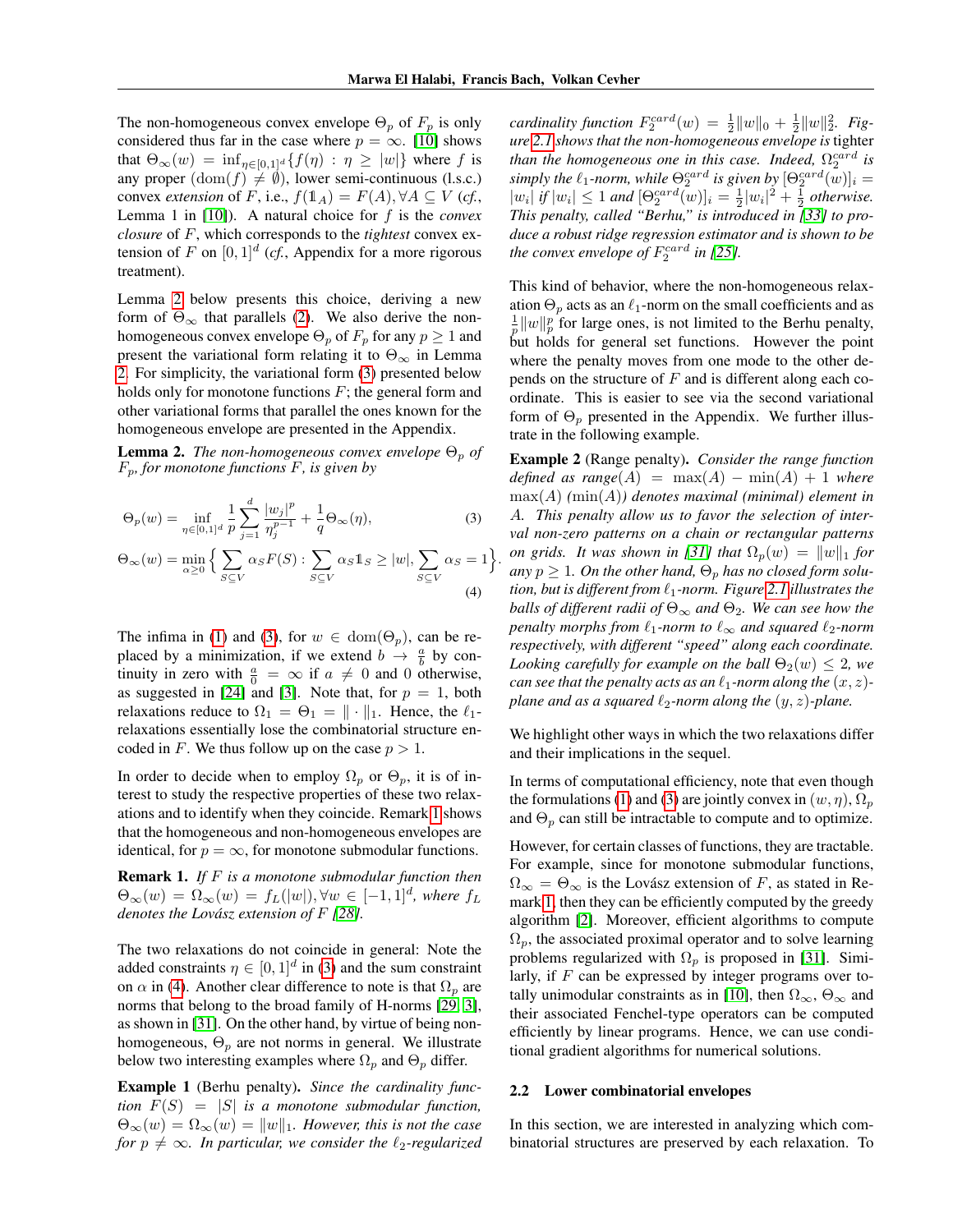The non-homogeneous convex envelope $\Theta_p$ of $F_p$ is only considered thus far in the case where $p = \infty$. [10] shows that $\Theta_\infty(w) = \inf_{\eta \in [0,1]^d} \{f(\eta) : \eta \geq |w|\}$ where $f$ is any proper ($\mathrm{dom}(f) \neq \emptyset$), lower semi-continuous (l.s.c.) convex *extension* of $F$, i.e., $f(\mathbb{1}_A) = F(A), \forall A \subseteq V$ (*cf.*, Lemma 1 in [10]). A natural choice for $f$ is the *convex closure* of $F$, which corresponds to the *tightest* convex extension of $F$ on $[0,1]^d$ (*cf.*, Appendix for a more rigorous treatment).

Lemma 2 below presents this choice, deriving a new form of $\Theta_\infty$ that parallels (2). We also derive the non-homogeneous convex envelope $\Theta_p$ of $F_p$ for any $p \geq 1$ and present the variational form relating it to $\Theta_\infty$ in Lemma 2. For simplicity, the variational form (3) presented below holds only for monotone functions $F$; the general form and other variational forms that parallel the ones known for the homogeneous envelope are presented in the Appendix.

**Lemma 2.** *The non-homogeneous convex envelope $\Theta_p$ of $F_p$, for monotone functions $F$, is given by*

$$\Theta_p(w) = \inf_{\eta \in [0,1]^d} \frac{1}{p} \sum_{j=1}^{d} \frac{|w_j|^p}{\eta_j^{p-1}} + \frac{1}{q} \Theta_\infty(\eta), \tag{3}$$

$$\Theta_\infty(w) = \min_{\alpha \geq 0} \Big\{ \sum_{S \subseteq V} \alpha_S F(S) : \sum_{S \subseteq V} \alpha_S \mathbb{1}_S \geq |w|, \sum_{S \subseteq V} \alpha_S = 1 \Big\}. \tag{4}$$

The infima in (1) and (3), for $w \in \mathrm{dom}(\Theta_p)$, can be replaced by a minimization, if we extend $b \to \frac{a}{b}$ by continuity in zero with $\frac{a}{0} = \infty$ if $a \neq 0$ and 0 otherwise, as suggested in [24] and [3]. Note that, for $p = 1$, both relaxations reduce to $\Omega_1 = \Theta_1 = \| \cdot \|_1$. Hence, the $\ell_1$-relaxations essentially lose the combinatorial structure encoded in $F$. We thus follow up on the case $p > 1$.

In order to decide when to employ $\Omega_p$ or $\Theta_p$, it is of interest to study the respective properties of these two relaxations and to identify when they coincide. Remark 1 shows that the homogeneous and non-homogeneous envelopes are identical, for $p = \infty$, for monotone submodular functions.

**Remark 1.** *If $F$ is a monotone submodular function then $\Theta_\infty(w) = \Omega_\infty(w) = f_L(|w|), \forall w \in [-1,1]^d$, where $f_L$ denotes the Lovász extension of $F$ [28].*

The two relaxations do not coincide in general: Note the added constraints $\eta \in [0,1]^d$ in (3) and the sum constraint on $\alpha$ in (4). Another clear difference to note is that $\Omega_p$ are norms that belong to the broad family of H-norms [29, 3], as shown in [31]. On the other hand, by virtue of being non-homogeneous, $\Theta_p$ are not norms in general. We illustrate below two interesting examples where $\Omega_p$ and $\Theta_p$ differ.

**Example 1** (Berhu penalty)**.** *Since the cardinality function $F(S) = |S|$ is a monotone submodular function, $\Theta_\infty(w) = \Omega_\infty(w) = \|w\|_1$. However, this is not the case for $p \neq \infty$. In particular, we consider the $\ell_2$-regularized cardinality function $F_2^{card}(w) = \frac{1}{2}\|w\|_0 + \frac{1}{2}\|w\|_2^2$. Figure 2.1 shows that the non-homogeneous envelope is tighter than the homogeneous one in this case. Indeed, $\Omega_2^{card}$ is simply the $\ell_1$-norm, while $\Theta_2^{card}$ is given by $[\Theta_2^{card}(w)]_i = |w_i|$ if $|w_i| \leq 1$ and $[\Theta_2^{card}(w)]_i = \frac{1}{2}|w_i|^2 + \frac{1}{2}$ otherwise. This penalty, called "Berhu," is introduced in [33] to produce a robust ridge regression estimator and is shown to be the convex envelope of $F_2^{card}$ in [25].*

This kind of behavior, where the non-homogeneous relaxation $\Theta_p$ acts as an $\ell_1$-norm on the small coefficients and as $\frac{1}{p}\|w\|_p^p$ for large ones, is not limited to the Berhu penalty, but holds for general set functions. However the point where the penalty moves from one mode to the other depends on the structure of $F$ and is different along each coordinate. This is easier to see via the second variational form of $\Theta_p$ presented in the Appendix. We further illustrate in the following example.

**Example 2** (Range penalty)**.** *Consider the range function defined as $range(A) = \max(A) - \min(A) + 1$ where $\max(A)$ ($\min(A)$) denotes maximal (minimal) element in $A$. This penalty allow us to favor the selection of interval non-zero patterns on a chain or rectangular patterns on grids. It was shown in [31] that $\Omega_p(w) = \|w\|_1$ for any $p \geq 1$. On the other hand, $\Theta_p$ has no closed form solution, but is different from $\ell_1$-norm. Figure 2.1 illustrates the balls of different radii of $\Theta_\infty$ and $\Theta_2$. We can see how the penalty morphs from $\ell_1$-norm to $\ell_\infty$ and squared $\ell_2$-norm respectively, with different "speed" along each coordinate. Looking carefully for example on the ball $\Theta_2(w) \leq 2$, we can see that the penalty acts as an $\ell_1$-norm along the $(x,z)$-plane and as a squared $\ell_2$-norm along the $(y,z)$-plane.*

We highlight other ways in which the two relaxations differ and their implications in the sequel.

In terms of computational efficiency, note that even though the formulations (1) and (3) are jointly convex in $(w, \eta)$, $\Omega_p$ and $\Theta_p$ can still be intractable to compute and to optimize.

However, for certain classes of functions, they are tractable. For example, since for monotone submodular functions, $\Omega_\infty = \Theta_\infty$ is the Lovász extension of $F$, as stated in Remark 1, then they can be efficiently computed by the greedy algorithm [2]. Moreover, efficient algorithms to compute $\Omega_p$, the associated proximal operator and to solve learning problems regularized with $\Omega_p$ is proposed in [31]. Similarly, if $F$ can be expressed by integer programs over totally unimodular constraints as in [10], then $\Omega_\infty$, $\Theta_\infty$ and their associated Fenchel-type operators can be computed efficiently by linear programs. Hence, we can use conditional gradient algorithms for numerical solutions.

### 2.2 Lower combinatorial envelopes

In this section, we are interested in analyzing which combinatorial structures are preserved by each relaxation. To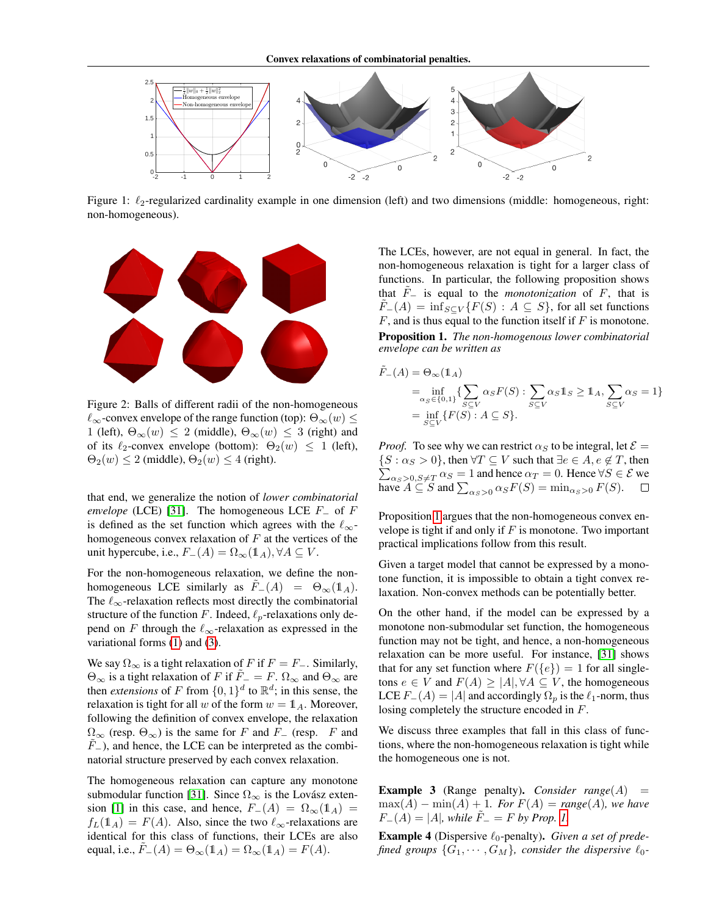Figure 1: $\ell_2$-regularized cardinality example in one dimension (left) and two dimensions (middle: homogeneous, right: non-homogeneous).

Figure 2: Balls of different radii of the non-homogeneous $\ell_\infty$-convex envelope of the range function (top): $\Theta_\infty(w) \leq 1$ (left), $\Theta_\infty(w) \leq 2$ (middle), $\Theta_\infty(w) \leq 3$ (right) and of its $\ell_2$-convex envelope (bottom): $\Theta_2(w) \leq 1$ (left), $\Theta_2(w) \leq 2$ (middle), $\Theta_2(w) \leq 4$ (right).

that end, we generalize the notion of *lower combinatorial envelope* (LCE) [31]. The homogeneous LCE $F_-$ of $F$ is defined as the set function which agrees with the $\ell_\infty$-homogeneous convex relaxation of $F$ at the vertices of the unit hypercube, i.e., $F_-(A) = \Omega_\infty(\mathbb{1}_A), \forall A \subseteq V$.

For the non-homogeneous relaxation, we define the non-homogeneous LCE similarly as $\tilde{F}_-(A) = \Theta_\infty(\mathbb{1}_A)$. The $\ell_\infty$-relaxation reflects most directly the combinatorial structure of the function $F$. Indeed, $\ell_p$-relaxations only depend on $F$ through the $\ell_\infty$-relaxation as expressed in the variational forms (1) and (3).

We say $\Omega_\infty$ is a tight relaxation of $F$ if $F = F_-$. Similarly, $\Theta_\infty$ is a tight relaxation of $F$ if $\tilde{F}_- = F$. $\Omega_\infty$ and $\Theta_\infty$ are then *extensions* of $F$ from $\{0,1\}^d$ to $\mathbb{R}^d$; in this sense, the relaxation is tight for all $w$ of the form $w = \mathbb{1}_A$. Moreover, following the definition of convex envelope, the relaxation $\Omega_\infty$ (resp. $\Theta_\infty$) is the same for $F$ and $F_-$ (resp. $F$ and $\tilde{F}_-$), and hence, the LCE can be interpreted as the combinatorial structure preserved by each convex relaxation.

The homogeneous relaxation can capture any monotone submodular function [31]. Since $\Omega_\infty$ is the Lovász extension [1] in this case, and hence, $F_-(A) = \Omega_\infty(\mathbb{1}_A) = f_L(\mathbb{1}_A) = F(A)$. Also, since the two $\ell_\infty$-relaxations are identical for this class of functions, their LCEs are also equal, i.e., $\tilde{F}_-(A) = \Theta_\infty(\mathbb{1}_A) = \Omega_\infty(\mathbb{1}_A) = F(A)$.

The LCEs, however, are not equal in general. In fact, the non-homogeneous relaxation is tight for a larger class of functions. In particular, the following proposition shows that $\tilde{F}_-$ is equal to the *monotonization* of $F$, that is $\tilde{F}_-(A) = \inf_{S \subseteq V}\{F(S) : A \subseteq S\}$, for all set functions $F$, and is thus equal to the function itself if $F$ is monotone.

**Proposition 1.** *The non-homogenous lower combinatorial envelope can be written as*

$$
\begin{aligned}
\tilde{F}_-(A) &= \Theta_\infty(\mathbb{1}_A) \\
&= \inf_{\alpha_S \in \{0,1\}} \{\sum_{S \subseteq V} \alpha_S F(S) : \sum_{S \subseteq V} \alpha_S \mathbb{1}_S \geq \mathbb{1}_A, \sum_{S \subseteq V} \alpha_S = 1\} \\
&= \inf_{S \subseteq V} \{F(S) : A \subseteq S\}.
\end{aligned}
$$

*Proof.* To see why we can restrict $\alpha_S$ to be integral, let $\mathcal{E} = \{S : \alpha_S > 0\}$, then $\forall T \subseteq V$ such that $\exists e \in A, e \notin T$, then $\sum_{\alpha_S > 0, S \neq T} \alpha_S = 1$ and hence $\alpha_T = 0$. Hence $\forall S \in \mathcal{E}$ we have $A \subseteq S$ and $\sum_{\alpha_S > 0} \alpha_S F(S) = \min_{\alpha_S > 0} F(S)$. □

Proposition 1 argues that the non-homogeneous convex envelope is tight if and only if $F$ is monotone. Two important practical implications follow from this result.

Given a target model that cannot be expressed by a monotone function, it is impossible to obtain a tight convex relaxation. Non-convex methods can be potentially better.

On the other hand, if the model can be expressed by a monotone non-submodular set function, the homogeneous function may not be tight, and hence, a non-homogeneous relaxation can be more useful. For instance, [31] shows that for any set function where $F(\{e\}) = 1$ for all singletons $e \in V$ and $F(A) \geq |A|, \forall A \subseteq V$, the homogeneous LCE $F_-(A) = |A|$ and accordingly $\Omega_p$ is the $\ell_1$-norm, thus losing completely the structure encoded in $F$.

We discuss three examples that fall in this class of functions, where the non-homogeneous relaxation is tight while the homogeneous one is not.

**Example 3** (Range penalty). *Consider $range(A) = \max(A) - \min(A) + 1$. For $F(A) = range(A)$, we have $F_-(A) = |A|$, while $\tilde{F}_- = F$ by Prop. 1.*

**Example 4** (Dispersive $\ell_0$-penalty). *Given a set of predefined groups $\{G_1, \cdots, G_M\}$, consider the dispersive $\ell_0$-*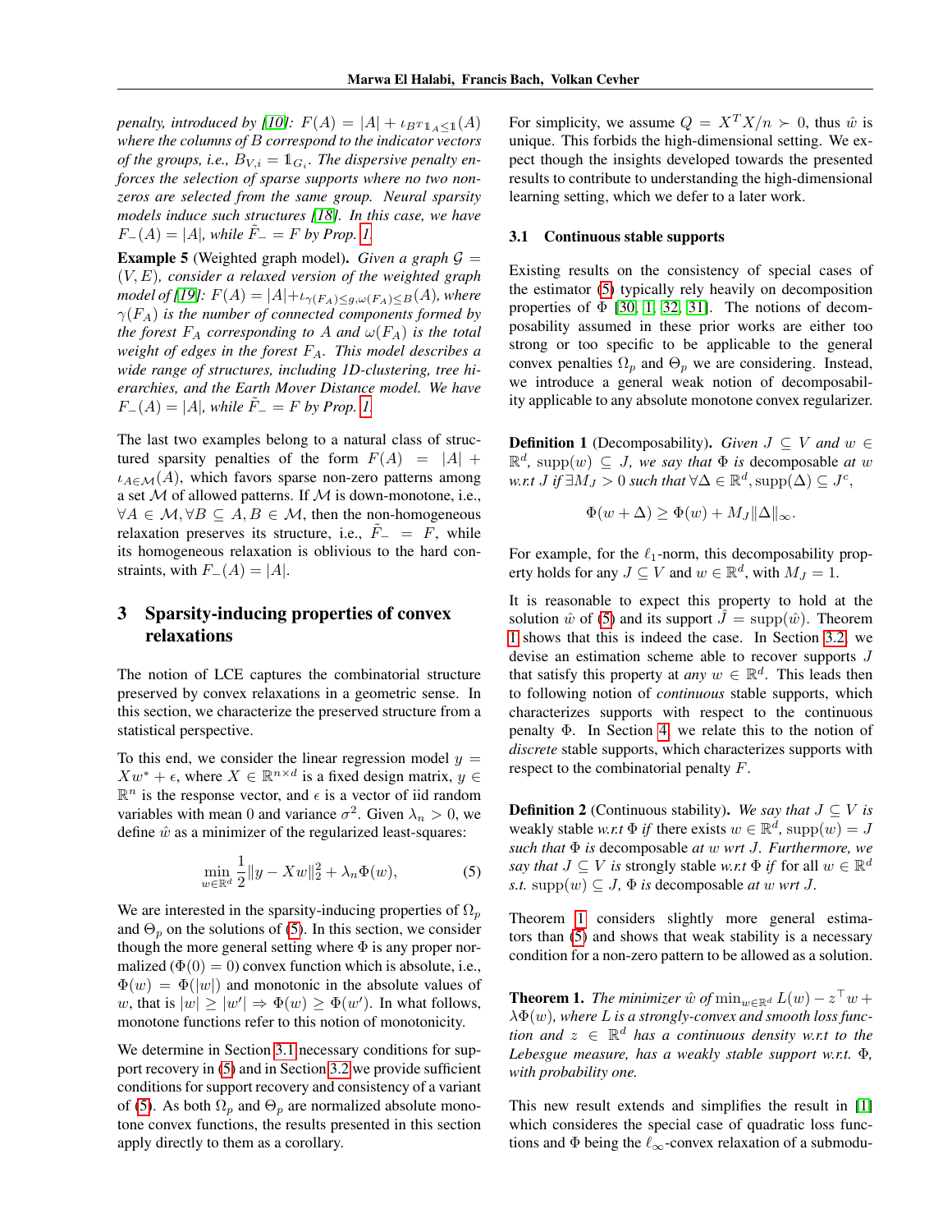*penalty, introduced by [10]: $F(A) = |A| + \iota_{B^T \mathbb{1}_A \leq \mathbb{1}}(A)$ where the columns of $B$ correspond to the indicator vectors of the groups, i.e., $B_{V,i} = \mathbb{1}_{G_i}$. The dispersive penalty enforces the selection of sparse supports where no two non-zeros are selected from the same group. Neural sparsity models induce such structures [18]. In this case, we have $F_-(A) = |A|$, while $\tilde{F}_- = F$ by Prop. 1.*

**Example 5** (Weighted graph model). *Given a graph $\mathcal{G} = (V, E)$, consider a relaxed version of the weighted graph model of [19]: $F(A) = |A| + \iota_{\gamma(F_A) \leq g, \omega(F_A) \leq B}(A)$, where $\gamma(F_A)$ is the number of connected components formed by the forest $F_A$ corresponding to $A$ and $\omega(F_A)$ is the total weight of edges in the forest $F_A$. This model describes a wide range of structures, including 1D-clustering, tree hierarchies, and the Earth Mover Distance model. We have $F_-(A) = |A|$, while $\tilde{F}_- = F$ by Prop. 1.*

The last two examples belong to a natural class of structured sparsity penalties of the form $F(A) = |A| + \iota_{A \in \mathcal{M}}(A)$, which favors sparse non-zero patterns among a set $\mathcal{M}$ of allowed patterns. If $\mathcal{M}$ is down-monotone, i.e., $\forall A \in \mathcal{M}, \forall B \subseteq A, B \in \mathcal{M}$, then the non-homogeneous relaxation preserves its structure, i.e., $\tilde{F}_- = F$, while its homogeneous relaxation is oblivious to the hard constraints, with $F_-(A) = |A|$.

## 3 Sparsity-inducing properties of convex relaxations

The notion of LCE captures the combinatorial structure preserved by convex relaxations in a geometric sense. In this section, we characterize the preserved structure from a statistical perspective.

To this end, we consider the linear regression model $y = Xw^* + \epsilon$, where $X \in \mathbb{R}^{n \times d}$ is a fixed design matrix, $y \in \mathbb{R}^n$ is the response vector, and $\epsilon$ is a vector of iid random variables with mean 0 and variance $\sigma^2$. Given $\lambda_n > 0$, we define $\hat{w}$ as a minimizer of the regularized least-squares:

$$\min_{w \in \mathbb{R}^d} \frac{1}{2}\|y - Xw\|_2^2 + \lambda_n \Phi(w), \tag{5}$$

We are interested in the sparsity-inducing properties of $\Omega_p$ and $\Theta_p$ on the solutions of (5). In this section, we consider though the more general setting where $\Phi$ is any proper normalized ($\Phi(0) = 0$) convex function which is absolute, i.e., $\Phi(w) = \Phi(|w|)$ and monotonic in the absolute values of $w$, that is $|w| \geq |w'| \Rightarrow \Phi(w) \geq \Phi(w')$. In what follows, monotone functions refer to this notion of monotonicity.

We determine in Section 3.1 necessary conditions for support recovery in (5) and in Section 3.2 we provide sufficient conditions for support recovery and consistency of a variant of (5). As both $\Omega_p$ and $\Theta_p$ are normalized absolute monotone convex functions, the results presented in this section apply directly to them as a corollary.

For simplicity, we assume $Q = X^T X/n \succ 0$, thus $\hat{w}$ is unique. This forbids the high-dimensional setting. We expect though the insights developed towards the presented results to contribute to understanding the high-dimensional learning setting, which we defer to a later work.

### 3.1 Continuous stable supports

Existing results on the consistency of special cases of the estimator (5) typically rely heavily on decomposition properties of $\Phi$ [30, 1, 32, 31]. The notions of decomposability assumed in these prior works are either too strong or too specific to be applicable to the general convex penalties $\Omega_p$ and $\Theta_p$ we are considering. Instead, we introduce a general weak notion of decomposability applicable to any absolute monotone convex regularizer.

**Definition 1** (Decomposability). *Given $J \subseteq V$ and $w \in \mathbb{R}^d$, $\text{supp}(w) \subseteq J$, we say that $\Phi$ is* decomposable *at $w$ w.r.t $J$ if $\exists M_J > 0$ such that $\forall \Delta \in \mathbb{R}^d, \text{supp}(\Delta) \subseteq J^c$,*

$$\Phi(w + \Delta) \geq \Phi(w) + M_J \|\Delta\|_\infty.$$

For example, for the $\ell_1$-norm, this decomposability property holds for any $J \subseteq V$ and $w \in \mathbb{R}^d$, with $M_J = 1$.

It is reasonable to expect this property to hold at the solution $\hat{w}$ of (5) and its support $\hat{J} = \text{supp}(\hat{w})$. Theorem 1 shows that this is indeed the case. In Section 3.2, we devise an estimation scheme able to recover supports $J$ that satisfy this property at *any* $w \in \mathbb{R}^d$. This leads then to following notion of *continuous* stable supports, which characterizes supports with respect to the continuous penalty $\Phi$. In Section 4, we relate this to the notion of *discrete* stable supports, which characterizes supports with respect to the combinatorial penalty $F$.

**Definition 2** (Continuous stability). *We say that $J \subseteq V$ is* weakly stable *w.r.t $\Phi$ if* there exists $w \in \mathbb{R}^d$, $\text{supp}(w) = J$ *such that $\Phi$ is* decomposable *at $w$ wrt $J$. Furthermore, we say that $J \subseteq V$ is* strongly stable *w.r.t $\Phi$ if* for all $w \in \mathbb{R}^d$ *s.t.* $\text{supp}(w) \subseteq J$, *$\Phi$ is* decomposable *at $w$ wrt $J$.*

Theorem 1 considers slightly more general estimators than (5) and shows that weak stability is a necessary condition for a non-zero pattern to be allowed as a solution.

**Theorem 1.** *The minimizer $\hat{w}$ of $\min_{w \in \mathbb{R}^d} L(w) - z^\top w + \lambda \Phi(w)$, where $L$ is a strongly-convex and smooth loss function and $z \in \mathbb{R}^d$ has a continuous density w.r.t to the Lebesgue measure, has a weakly stable support w.r.t. $\Phi$, with probability one.*

This new result extends and simplifies the result in [1] which consideres the special case of quadratic loss functions and $\Phi$ being the $\ell_\infty$-convex relaxation of a submodu-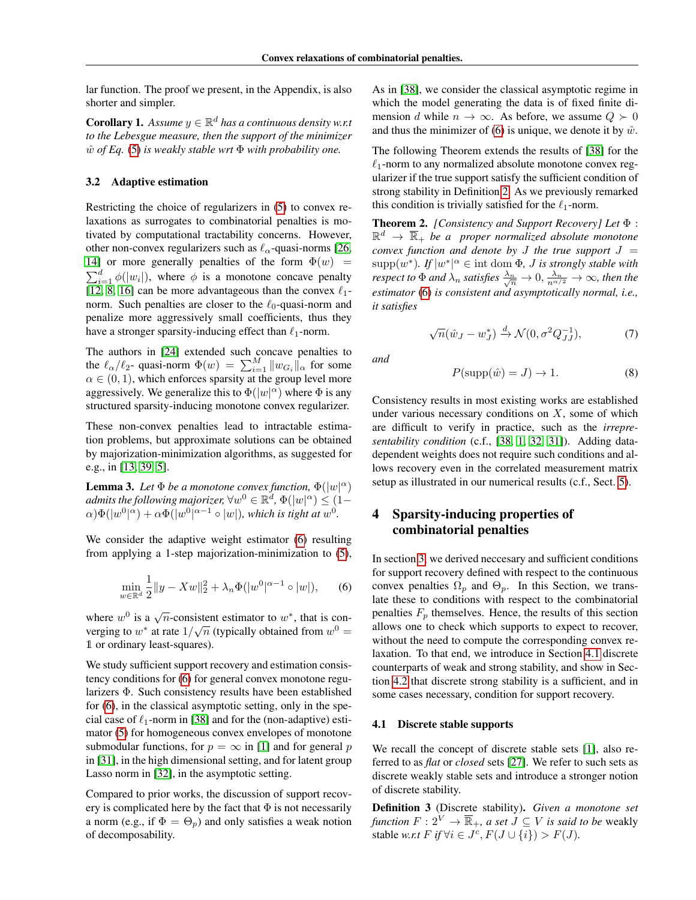lar function. The proof we present, in the Appendix, is also shorter and simpler.

**Corollary 1.** *Assume $y \in \mathbb{R}^d$ has a continuous density w.r.t to the Lebesgue measure, then the support of the minimizer $\hat{w}$ of Eq. (5) is weakly stable wrt $\Phi$ with probability one.*

### 3.2 Adaptive estimation

Restricting the choice of regularizers in (5) to convex relaxations as surrogates to combinatorial penalties is motivated by computational tractability concerns. However, other non-convex regularizers such as $\ell_\alpha$-quasi-norms [26, 14] or more generally penalties of the form $\Phi(w) = \sum_{i=1}^d \phi(|w_i|)$, where $\phi$ is a monotone concave penalty [12, 8, 16] can be more advantageous than the convex $\ell_1$-norm. Such penalties are closer to the $\ell_0$-quasi-norm and penalize more aggressively small coefficients, thus they have a stronger sparsity-inducing effect than $\ell_1$-norm.

The authors in [24] extended such concave penalties to the $\ell_\alpha/\ell_2$- quasi-norm $\Phi(w) = \sum_{i=1}^M \|w_{G_i}\|_\alpha$ for some $\alpha \in (0, 1)$, which enforces sparsity at the group level more aggressively. We generalize this to $\Phi(|w|^\alpha)$ where $\Phi$ is any structured sparsity-inducing monotone convex regularizer.

These non-convex penalties lead to intractable estimation problems, but approximate solutions can be obtained by majorization-minimization algorithms, as suggested for e.g., in [13, 39, 5].

**Lemma 3.** *Let $\Phi$ be a monotone convex function, $\Phi(|w|^\alpha)$ admits the following majorizer, $\forall w^0 \in \mathbb{R}^d$, $\Phi(|w|^\alpha) \leq (1-\alpha)\Phi(|w^0|^\alpha) + \alpha\Phi(|w^0|^{\alpha-1} \circ |w|)$, which is tight at $w^0$.*

We consider the adaptive weight estimator (6) resulting from applying a 1-step majorization-minimization to (5),

$$\min_{w \in \mathbb{R}^d} \frac{1}{2}\|y - Xw\|_2^2 + \lambda_n \Phi(|w^0|^{\alpha-1} \circ |w|), \tag{6}$$

where $w^0$ is a $\sqrt{n}$-consistent estimator to $w^*$, that is converging to $w^*$ at rate $1/\sqrt{n}$ (typically obtained from $w^0 = \mathbb{1}$ or ordinary least-squares).

We study sufficient support recovery and estimation consistency conditions for (6) for general convex monotone regularizers $\Phi$. Such consistency results have been established for (6), in the classical asymptotic setting, only in the special case of $\ell_1$-norm in [38] and for the (non-adaptive) estimator (5) for homogeneous convex envelopes of monotone submodular functions, for $p = \infty$ in [1] and for general $p$ in [31], in the high dimensional setting, and for latent group Lasso norm in [32], in the asymptotic setting.

Compared to prior works, the discussion of support recovery is complicated here by the fact that $\Phi$ is not necessarily a norm (e.g., if $\Phi = \Theta_p$) and only satisfies a weak notion of decomposability.

As in [38], we consider the classical asymptotic regime in which the model generating the data is of fixed finite dimension $d$ while $n \to \infty$. As before, we assume $Q \succ 0$ and thus the minimizer of (6) is unique, we denote it by $\hat{w}$.

The following Theorem extends the results of [38] for the $\ell_1$-norm to any normalized absolute monotone convex regularizer if the true support satisfy the sufficient condition of strong stability in Definition 2. As we previously remarked this condition is trivially satisfied for the $\ell_1$-norm.

**Theorem 2.** *[Consistency and Support Recovery] Let $\Phi : \mathbb{R}^d \to \overline{\mathbb{R}}_+$ be a proper normalized absolute monotone convex function and denote by $J$ the true support $J = \text{supp}(w^*)$. If $|w^*|^\alpha \in \text{int dom}\, \Phi$, $J$ is strongly stable with respect to $\Phi$ and $\lambda_n$ satisfies $\frac{\lambda_n}{\sqrt{n}} \to 0$, $\frac{\lambda_n}{n^{\alpha/2}} \to \infty$, then the estimator (6) is consistent and asymptotically normal, i.e., it satisfies*

$$\sqrt{n}(\hat{w}_J - w_J^*) \xrightarrow{d} \mathcal{N}(0, \sigma^2 Q_{J,J}^{-1}), \tag{7}$$

*and*

$$P(\text{supp}(\hat{w}) = J) \to 1. \tag{8}$$

Consistency results in most existing works are established under various necessary conditions on $X$, some of which are difficult to verify in practice, such as the *irrepresentability condition* (c.f., [38, 1, 32, 31]). Adding data-dependent weights does not require such conditions and allows recovery even in the correlated measurement matrix setup as illustrated in our numerical results (c.f., Sect. 5).

## 4 Sparsity-inducing properties of combinatorial penalties

In section 3, we derived neccesary and sufficient conditions for support recovery defined with respect to the continuous convex penalties $\Omega_p$ and $\Theta_p$. In this Section, we translate these to conditions with respect to the combinatorial penalties $F_p$ themselves. Hence, the results of this section allows one to check which supports to expect to recover, without the need to compute the corresponding convex relaxation. To that end, we introduce in Section 4.1 discrete counterparts of weak and strong stability, and show in Section 4.2 that discrete strong stability is a sufficient, and in some cases necessary, condition for support recovery.

### 4.1 Discrete stable supports

We recall the concept of discrete stable sets [1], also referred to as *flat* or *closed* sets [27]. We refer to such sets as discrete weakly stable sets and introduce a stronger notion of discrete stability.

**Definition 3** (Discrete stability)**.** *Given a monotone set function $F : 2^V \to \overline{\mathbb{R}}_+$, a set $J \subseteq V$ is said to be* weakly stable *w.r.t $F$ if $\forall i \in J^c$, $F(J \cup \{i\}) > F(J)$.*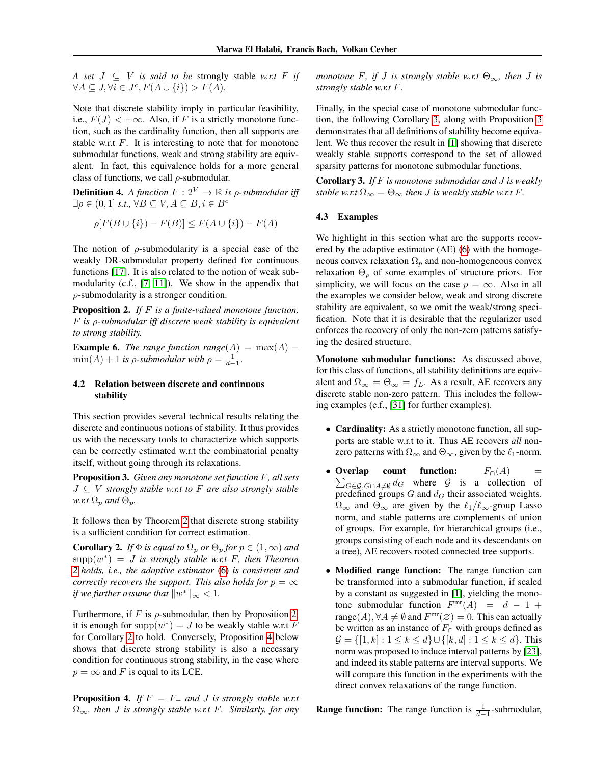*A set $J \subseteq V$ is said to be* strongly stable *w.r.t $F$ if $\forall A \subseteq J, \forall i \in J^c, F(A \cup \{i\}) > F(A)$.*

Note that discrete stability imply in particular feasibility, i.e., $F(J) < +\infty$. Also, if $F$ is a strictly monotone function, such as the cardinality function, then all supports are stable w.r.t $F$. It is interesting to note that for monotone submodular functions, weak and strong stability are equivalent. In fact, this equivalence holds for a more general class of functions, we call $\rho$-submodular.

**Definition 4.** *A function $F : 2^V \to \mathbb{R}$ is $\rho$-submodular iff $\exists \rho \in (0, 1]$ s.t., $\forall B \subseteq V, A \subseteq B, i \in B^c$*

$$\rho[F(B \cup \{i\}) - F(B)] \leq F(A \cup \{i\}) - F(A)$$

The notion of $\rho$-submodularity is a special case of the weakly DR-submodular property defined for continuous functions [17]. It is also related to the notion of weak submodularity (c.f., [7, 11]). We show in the appendix that $\rho$-submodularity is a stronger condition.

**Proposition 2.** *If $F$ is a finite-valued monotone function, $F$ is $\rho$-submodular iff discrete weak stability is equivalent to strong stability.*

**Example 6.** *The range function $range(A) = \max(A) - \min(A) + 1$ is $\rho$-submodular with $\rho = \frac{1}{d-1}$.*

### 4.2 Relation between discrete and continuous stability

This section provides several technical results relating the discrete and continuous notions of stability. It thus provides us with the necessary tools to characterize which supports can be correctly estimated w.r.t the combinatorial penalty itself, without going through its relaxations.

**Proposition 3.** *Given any monotone set function $F$, all sets $J \subseteq V$ strongly stable w.r.t to $F$ are also strongly stable w.r.t $\Omega_p$ and $\Theta_p$.*

It follows then by Theorem 2 that discrete strong stability is a sufficient condition for correct estimation.

**Corollary 2.** *If $\Phi$ is equal to $\Omega_p$ or $\Theta_p$ for $p \in (1, \infty)$ and $\text{supp}(w^*) = J$ is strongly stable w.r.t $F$, then Theorem 2 holds, i.e., the adaptive estimator (6) is consistent and correctly recovers the support. This also holds for $p = \infty$ if we further assume that $\|w^*\|_\infty < 1$.*

Furthermore, if $F$ is $\rho$-submodular, then by Proposition 2, it is enough for $\text{supp}(w^*) = J$ to be weakly stable w.r.t $F$ for Corollary 2 to hold. Conversely, Proposition 4 below shows that discrete strong stability is also a necessary condition for continuous strong stability, in the case where $p = \infty$ and $F$ is equal to its LCE.

**Proposition 4.** *If $F = F_-$ and $J$ is strongly stable w.r.t $\Omega_\infty$, then $J$ is strongly stable w.r.t $F$. Similarly, for any monotone $F$, if $J$ is strongly stable w.r.t $\Theta_\infty$, then $J$ is strongly stable w.r.t $F$.*

Finally, in the special case of monotone submodular function, the following Corollary 3, along with Proposition 3 demonstrates that all definitions of stability become equivalent. We thus recover the result in [1] showing that discrete weakly stable supports correspond to the set of allowed sparsity patterns for monotone submodular functions.

**Corollary 3.** *If $F$ is monotone submodular and $J$ is weakly stable w.r.t $\Omega_\infty = \Theta_\infty$ then $J$ is weakly stable w.r.t $F$.*

### 4.3 Examples

We highlight in this section what are the supports recovered by the adaptive estimator (AE) (6) with the homogeneous convex relaxation $\Omega_p$ and non-homogeneous convex relaxation $\Theta_p$ of some examples of structure priors. For simplicity, we will focus on the case $p = \infty$. Also in all the examples we consider below, weak and strong discrete stability are equivalent, so we omit the weak/strong specification. Note that it is desirable that the regularizer used enforces the recovery of only the non-zero patterns satisfying the desired structure.

**Monotone submodular functions:** As discussed above, for this class of functions, all stability definitions are equivalent and $\Omega_\infty = \Theta_\infty = f_L$. As a result, AE recovers any discrete stable non-zero pattern. This includes the following examples (c.f., [31] for further examples).

- **Cardinality:** As a strictly monotone function, all supports are stable w.r.t to it. Thus AE recovers *all* non-zero patterns with $\Omega_\infty$ and $\Theta_\infty$, given by the $\ell_1$-norm.
- **Overlap count function:** $F_\cap(A) = \sum_{G \in \mathcal{G}, G \cap A \neq \emptyset} d_G$ where $\mathcal{G}$ is a collection of predefined groups $G$ and $d_G$ their associated weights. $\Omega_\infty$ and $\Theta_\infty$ are given by the $\ell_1/\ell_\infty$-group Lasso norm, and stable patterns are complements of union of groups. For example, for hierarchical groups (i.e., groups consisting of each node and its descendants on a tree), AE recovers rooted connected tree supports.
- **Modified range function:** The range function can be transformed into a submodular function, if scaled by a constant as suggested in [1], yielding the monotone submodular function $F^{\text{mr}}(A) = d - 1 + \text{range}(A), \forall A \neq \emptyset$ and $F^{\text{mr}}(\varnothing) = 0$. This can actually be written as an instance of $F_\cap$ with groups defined as $\mathcal{G} = \{[1, k] : 1 \leq k \leq d\} \cup \{[k, d] : 1 \leq k \leq d\}$. This norm was proposed to induce interval patterns by [23], and indeed its stable patterns are interval supports. We will compare this function in the experiments with the direct convex relaxations of the range function.

**Range function:** The range function is $\frac{1}{d-1}$-submodular,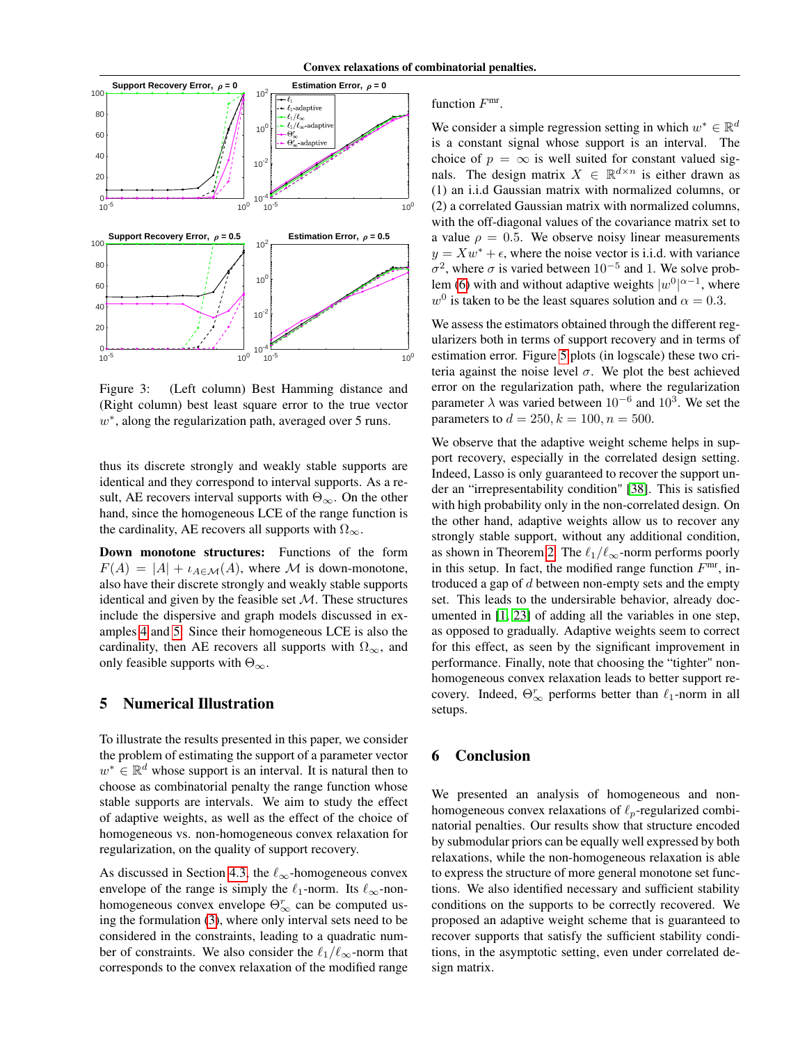Figure 3: (Left column) Best Hamming distance and (Right column) best least square error to the true vector $w^*$, along the regularization path, averaged over 5 runs.

thus its discrete strongly and weakly stable supports are identical and they correspond to interval supports. As a result, AE recovers interval supports with $\Theta_\infty$. On the other hand, since the homogeneous LCE of the range function is the cardinality, AE recovers all supports with $\Omega_\infty$.

**Down monotone structures:** Functions of the form $F(A) = |A| + \iota_{A \in \mathcal{M}}(A)$, where $\mathcal{M}$ is down-monotone, also have their discrete strongly and weakly stable supports identical and given by the feasible set $\mathcal{M}$. These structures include the dispersive and graph models discussed in examples 4 and 5. Since their homogeneous LCE is also the cardinality, then AE recovers all supports with $\Omega_\infty$, and only feasible supports with $\Theta_\infty$.

## 5 Numerical Illustration

To illustrate the results presented in this paper, we consider the problem of estimating the support of a parameter vector $w^* \in \mathbb{R}^d$ whose support is an interval. It is natural then to choose as combinatorial penalty the range function whose stable supports are intervals. We aim to study the effect of adaptive weights, as well as the effect of the choice of homogeneous vs. non-homogeneous convex relaxation for regularization, on the quality of support recovery.

As discussed in Section 4.3, the $\ell_\infty$-homogeneous convex envelope of the range is simply the $\ell_1$-norm. Its $\ell_\infty$-non-homogeneous convex envelope $\Theta^r_\infty$ can be computed using the formulation (3), where only interval sets need to be considered in the constraints, leading to a quadratic number of constraints. We also consider the $\ell_1/\ell_\infty$-norm that corresponds to the convex relaxation of the modified range function $F^{\text{mr}}$.

We consider a simple regression setting in which $w^* \in \mathbb{R}^d$ is a constant signal whose support is an interval. The choice of $p = \infty$ is well suited for constant valued signals. The design matrix $X \in \mathbb{R}^{d \times n}$ is either drawn as (1) an i.i.d Gaussian matrix with normalized columns, or (2) a correlated Gaussian matrix with normalized columns, with the off-diagonal values of the covariance matrix set to a value $\rho = 0.5$. We observe noisy linear measurements $y = Xw^* + \epsilon$, where the noise vector is i.i.d. with variance $\sigma^2$, where $\sigma$ is varied between $10^{-5}$ and 1. We solve problem (6) with and without adaptive weights $|w^0|^{\alpha-1}$, where $w^0$ is taken to be the least squares solution and $\alpha = 0.3$.

We assess the estimators obtained through the different regularizers both in terms of support recovery and in terms of estimation error. Figure 5 plots (in logscale) these two criteria against the noise level $\sigma$. We plot the best achieved error on the regularization path, where the regularization parameter $\lambda$ was varied between $10^{-6}$ and $10^3$. We set the parameters to $d = 250, k = 100, n = 500$.

We observe that the adaptive weight scheme helps in support recovery, especially in the correlated design setting. Indeed, Lasso is only guaranteed to recover the support under an "irrepresentability condition" [38]. This is satisfied with high probability only in the non-correlated design. On the other hand, adaptive weights allow us to recover any strongly stable support, without any additional condition, as shown in Theorem 2. The $\ell_1/\ell_\infty$-norm performs poorly in this setup. In fact, the modified range function $F^{\text{mr}}$, introduced a gap of $d$ between non-empty sets and the empty set. This leads to the undesirable behavior, already documented in [1, 23] of adding all the variables in one step, as opposed to gradually. Adaptive weights seem to correct for this effect, as seen by the significant improvement in performance. Finally, note that choosing the "tighter" non-homogeneous convex relaxation leads to better support recovery. Indeed, $\Theta^r_\infty$ performs better than $\ell_1$-norm in all setups.

## 6 Conclusion

We presented an analysis of homogeneous and non-homogeneous convex relaxations of $\ell_p$-regularized combinatorial penalties. Our results show that structure encoded by submodular priors can be equally well expressed by both relaxations, while the non-homogeneous relaxation is able to express the structure of more general monotone set functions. We also identified necessary and sufficient stability conditions on the supports to be correctly recovered. We proposed an adaptive weight scheme that is guaranteed to recover supports that satisfy the sufficient stability conditions, in the asymptotic setting, even under correlated design matrix.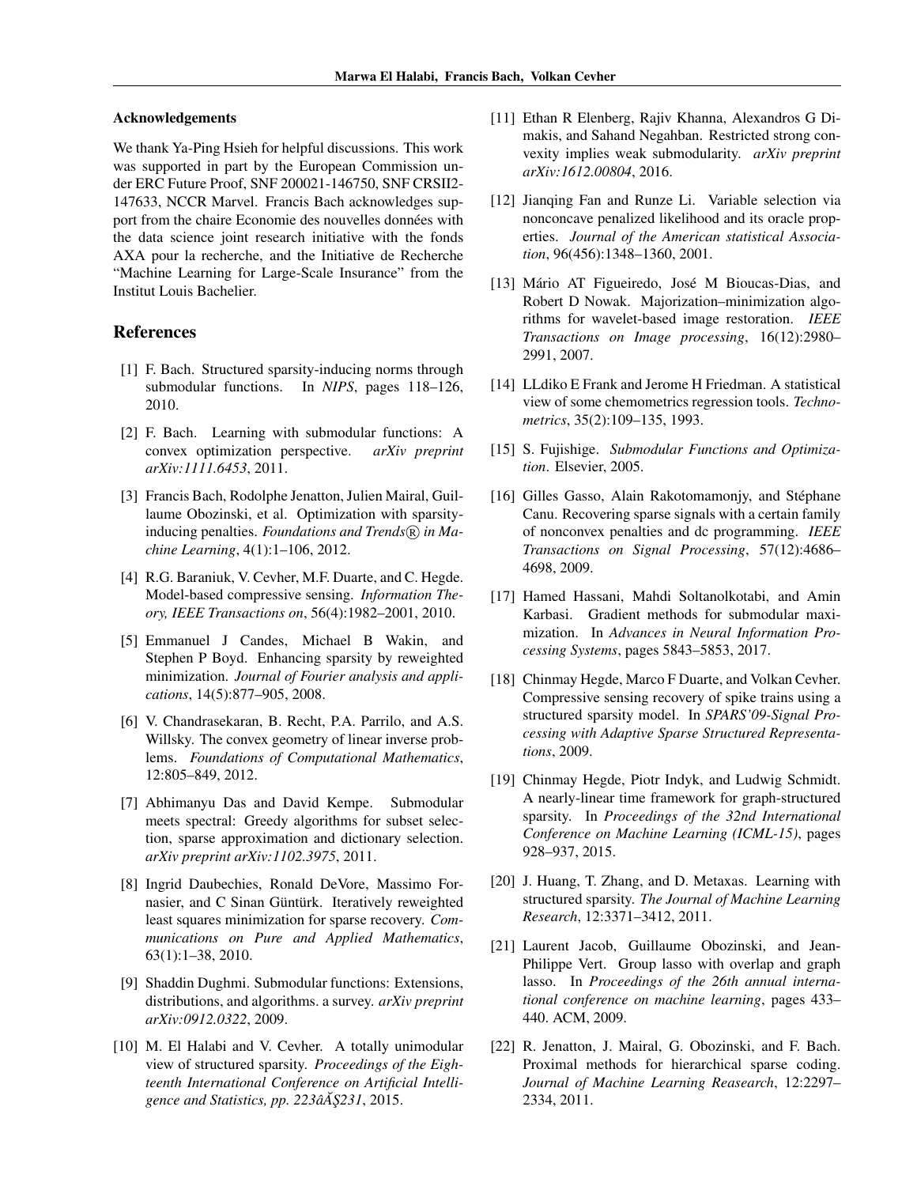**Acknowledgements**

We thank Ya-Ping Hsieh for helpful discussions. This work was supported in part by the European Commission under ERC Future Proof, SNF 200021-146750, SNF CRSII2-147633, NCCR Marvel. Francis Bach acknowledges support from the chaire Economie des nouvelles données with the data science joint research initiative with the fonds AXA pour la recherche, and the Initiative de Recherche “Machine Learning for Large-Scale Insurance” from the Institut Louis Bachelier.

## References

[1] F. Bach. Structured sparsity-inducing norms through submodular functions. In *NIPS*, pages 118–126, 2010.

[2] F. Bach. Learning with submodular functions: A convex optimization perspective. *arXiv preprint arXiv:1111.6453*, 2011.

[3] Francis Bach, Rodolphe Jenatton, Julien Mairal, Guillaume Obozinski, et al. Optimization with sparsity-inducing penalties. *Foundations and Trends® in Machine Learning*, 4(1):1–106, 2012.

[4] R.G. Baraniuk, V. Cevher, M.F. Duarte, and C. Hegde. Model-based compressive sensing. *Information Theory, IEEE Transactions on*, 56(4):1982–2001, 2010.

[5] Emmanuel J Candes, Michael B Wakin, and Stephen P Boyd. Enhancing sparsity by reweighted minimization. *Journal of Fourier analysis and applications*, 14(5):877–905, 2008.

[6] V. Chandrasekaran, B. Recht, P.A. Parrilo, and A.S. Willsky. The convex geometry of linear inverse problems. *Foundations of Computational Mathematics*, 12:805–849, 2012.

[7] Abhimanyu Das and David Kempe. Submodular meets spectral: Greedy algorithms for subset selection, sparse approximation and dictionary selection. *arXiv preprint arXiv:1102.3975*, 2011.

[8] Ingrid Daubechies, Ronald DeVore, Massimo Fornasier, and C Sinan Güntürk. Iteratively reweighted least squares minimization for sparse recovery. *Communications on Pure and Applied Mathematics*, 63(1):1–38, 2010.

[9] Shaddin Dughmi. Submodular functions: Extensions, distributions, and algorithms. a survey. *arXiv preprint arXiv:0912.0322*, 2009.

[10] M. El Halabi and V. Cevher. A totally unimodular view of structured sparsity. *Proceedings of the Eighteenth International Conference on Artificial Intelligence and Statistics, pp. 223âĂŞ231*, 2015.

[11] Ethan R Elenberg, Rajiv Khanna, Alexandros G Dimakis, and Sahand Negahban. Restricted strong convexity implies weak submodularity. *arXiv preprint arXiv:1612.00804*, 2016.

[12] Jianqing Fan and Runze Li. Variable selection via nonconcave penalized likelihood and its oracle properties. *Journal of the American statistical Association*, 96(456):1348–1360, 2001.

[13] Mário AT Figueiredo, José M Bioucas-Dias, and Robert D Nowak. Majorization–minimization algorithms for wavelet-based image restoration. *IEEE Transactions on Image processing*, 16(12):2980–2991, 2007.

[14] LLdiko E Frank and Jerome H Friedman. A statistical view of some chemometrics regression tools. *Technometrics*, 35(2):109–135, 1993.

[15] S. Fujishige. *Submodular Functions and Optimization*. Elsevier, 2005.

[16] Gilles Gasso, Alain Rakotomamonjy, and Stéphane Canu. Recovering sparse signals with a certain family of nonconvex penalties and dc programming. *IEEE Transactions on Signal Processing*, 57(12):4686–4698, 2009.

[17] Hamed Hassani, Mahdi Soltanolkotabi, and Amin Karbasi. Gradient methods for submodular maximization. In *Advances in Neural Information Processing Systems*, pages 5843–5853, 2017.

[18] Chinmay Hegde, Marco F Duarte, and Volkan Cevher. Compressive sensing recovery of spike trains using a structured sparsity model. In *SPARS'09-Signal Processing with Adaptive Sparse Structured Representations*, 2009.

[19] Chinmay Hegde, Piotr Indyk, and Ludwig Schmidt. A nearly-linear time framework for graph-structured sparsity. In *Proceedings of the 32nd International Conference on Machine Learning (ICML-15)*, pages 928–937, 2015.

[20] J. Huang, T. Zhang, and D. Metaxas. Learning with structured sparsity. *The Journal of Machine Learning Research*, 12:3371–3412, 2011.

[21] Laurent Jacob, Guillaume Obozinski, and Jean-Philippe Vert. Group lasso with overlap and graph lasso. In *Proceedings of the 26th annual international conference on machine learning*, pages 433–440. ACM, 2009.

[22] R. Jenatton, J. Mairal, G. Obozinski, and F. Bach. Proximal methods for hierarchical sparse coding. *Journal of Machine Learning Reasearch*, 12:2297–2334, 2011.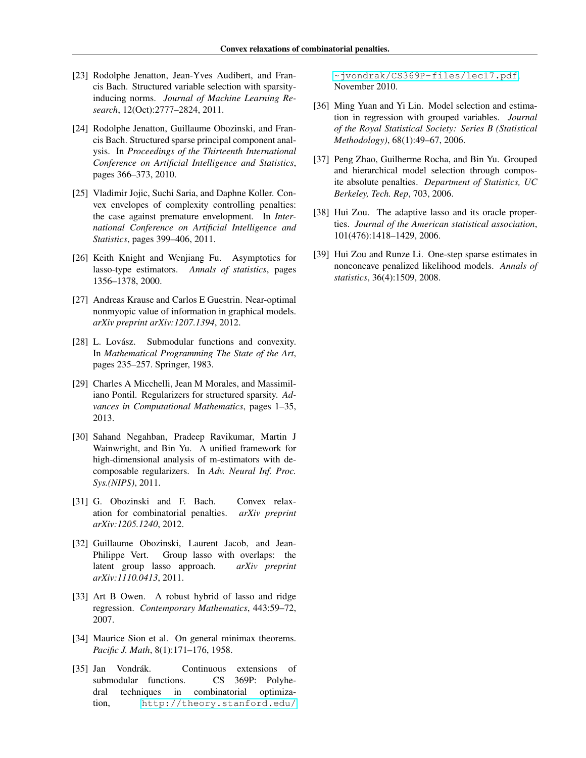[23] Rodolphe Jenatton, Jean-Yves Audibert, and Francis Bach. Structured variable selection with sparsity-inducing norms. *Journal of Machine Learning Research*, 12(Oct):2777–2824, 2011.

[24] Rodolphe Jenatton, Guillaume Obozinski, and Francis Bach. Structured sparse principal component analysis. In *Proceedings of the Thirteenth International Conference on Artificial Intelligence and Statistics*, pages 366–373, 2010.

[25] Vladimir Jojic, Suchi Saria, and Daphne Koller. Convex envelopes of complexity controlling penalties: the case against premature envelopment. In *International Conference on Artificial Intelligence and Statistics*, pages 399–406, 2011.

[26] Keith Knight and Wenjiang Fu. Asymptotics for lasso-type estimators. *Annals of statistics*, pages 1356–1378, 2000.

[27] Andreas Krause and Carlos E Guestrin. Near-optimal nonmyopic value of information in graphical models. *arXiv preprint arXiv:1207.1394*, 2012.

[28] L. Lovász. Submodular functions and convexity. In *Mathematical Programming The State of the Art*, pages 235–257. Springer, 1983.

[29] Charles A Micchelli, Jean M Morales, and Massimiliano Pontil. Regularizers for structured sparsity. *Advances in Computational Mathematics*, pages 1–35, 2013.

[30] Sahand Negahban, Pradeep Ravikumar, Martin J Wainwright, and Bin Yu. A unified framework for high-dimensional analysis of m-estimators with decomposable regularizers. In *Adv. Neural Inf. Proc. Sys.(NIPS)*, 2011.

[31] G. Obozinski and F. Bach. Convex relaxation for combinatorial penalties. *arXiv preprint arXiv:1205.1240*, 2012.

[32] Guillaume Obozinski, Laurent Jacob, and Jean-Philippe Vert. Group lasso with overlaps: the latent group lasso approach. *arXiv preprint arXiv:1110.0413*, 2011.

[33] Art B Owen. A robust hybrid of lasso and ridge regression. *Contemporary Mathematics*, 443:59–72, 2007.

[34] Maurice Sion et al. On general minimax theorems. *Pacific J. Math*, 8(1):171–176, 1958.

[35] Jan Vondrák. Continuous extensions of submodular functions. CS 369P: Polyhedral techniques in combinatorial optimization, http://theory.stanford.edu/~jvondrak/CS369P-files/lec17.pdf, November 2010.

[36] Ming Yuan and Yi Lin. Model selection and estimation in regression with grouped variables. *Journal of the Royal Statistical Society: Series B (Statistical Methodology)*, 68(1):49–67, 2006.

[37] Peng Zhao, Guilherme Rocha, and Bin Yu. Grouped and hierarchical model selection through composite absolute penalties. *Department of Statistics, UC Berkeley, Tech. Rep*, 703, 2006.

[38] Hui Zou. The adaptive lasso and its oracle properties. *Journal of the American statistical association*, 101(476):1418–1429, 2006.

[39] Hui Zou and Runze Li. One-step sparse estimates in nonconcave penalized likelihood models. *Annals of statistics*, 36(4):1509, 2008.